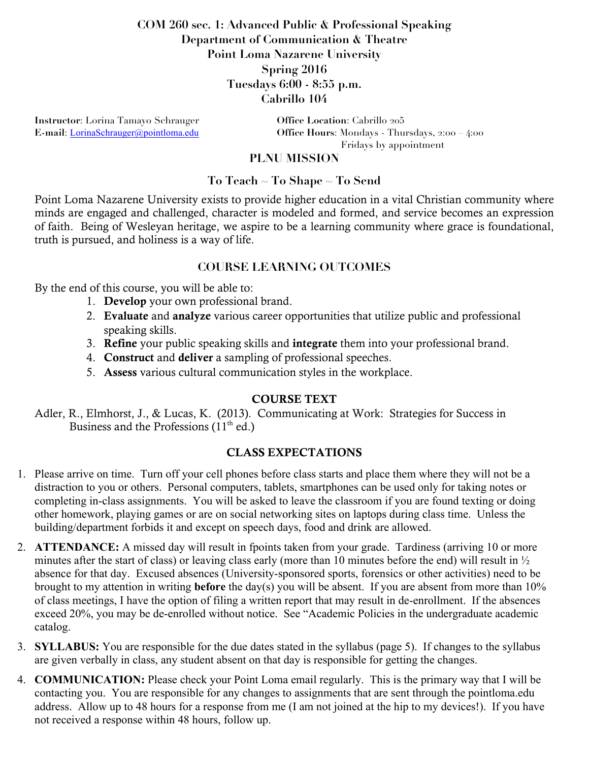# COM 260 sec. 1: Advanced Public & Professional Speaking
## Department of Communication & Theatre
## Point Loma Nazarene University
## Spring 2016
## Tuesdays 6:00 - 8:55 p.m.
## Cabrillo 104

**Instructor**: Lorina Tamayo Schrauger
**E-mail**: LorinaSchrauger@pointloma.edu

**Office Location**: Cabrillo 205
**Office Hours**: Mondays - Thursdays, 2:00 – 4:00
Fridays by appointment

## PLNU MISSION

### To Teach ~ To Shape ~ To Send

Point Loma Nazarene University exists to provide higher education in a vital Christian community where minds are engaged and challenged, character is modeled and formed, and service becomes an expression of faith. Being of Wesleyan heritage, we aspire to be a learning community where grace is foundational, truth is pursued, and holiness is a way of life.

## COURSE LEARNING OUTCOMES

By the end of this course, you will be able to:

1. **Develop** your own professional brand.
2. **Evaluate** and **analyze** various career opportunities that utilize public and professional speaking skills.
3. **Refine** your public speaking skills and **integrate** them into your professional brand.
4. **Construct** and **deliver** a sampling of professional speeches.
5. **Assess** various cultural communication styles in the workplace.

## COURSE TEXT

Adler, R., Elmhorst, J., & Lucas, K. (2013). Communicating at Work: Strategies for Success in Business and the Professions (11th ed.)

## CLASS EXPECTATIONS

1. Please arrive on time. Turn off your cell phones before class starts and place them where they will not be a distraction to you or others. Personal computers, tablets, smartphones can be used only for taking notes or completing in-class assignments. You will be asked to leave the classroom if you are found texting or doing other homework, playing games or are on social networking sites on laptops during class time. Unless the building/department forbids it and except on speech days, food and drink are allowed.
2. **ATTENDANCE:** A missed day will result in fpoints taken from your grade. Tardiness (arriving 10 or more minutes after the start of class) or leaving class early (more than 10 minutes before the end) will result in ½ absence for that day. Excused absences (University-sponsored sports, forensics or other activities) need to be brought to my attention in writing **before** the day(s) you will be absent. If you are absent from more than 10% of class meetings, I have the option of filing a written report that may result in de-enrollment. If the absences exceed 20%, you may be de-enrolled without notice. See "Academic Policies in the undergraduate academic catalog.
3. **SYLLABUS:** You are responsible for the due dates stated in the syllabus (page 5). If changes to the syllabus are given verbally in class, any student absent on that day is responsible for getting the changes.
4. **COMMUNICATION:** Please check your Point Loma email regularly. This is the primary way that I will be contacting you. You are responsible for any changes to assignments that are sent through the pointloma.edu address. Allow up to 48 hours for a response from me (I am not joined at the hip to my devices!). If you have not received a response within 48 hours, follow up.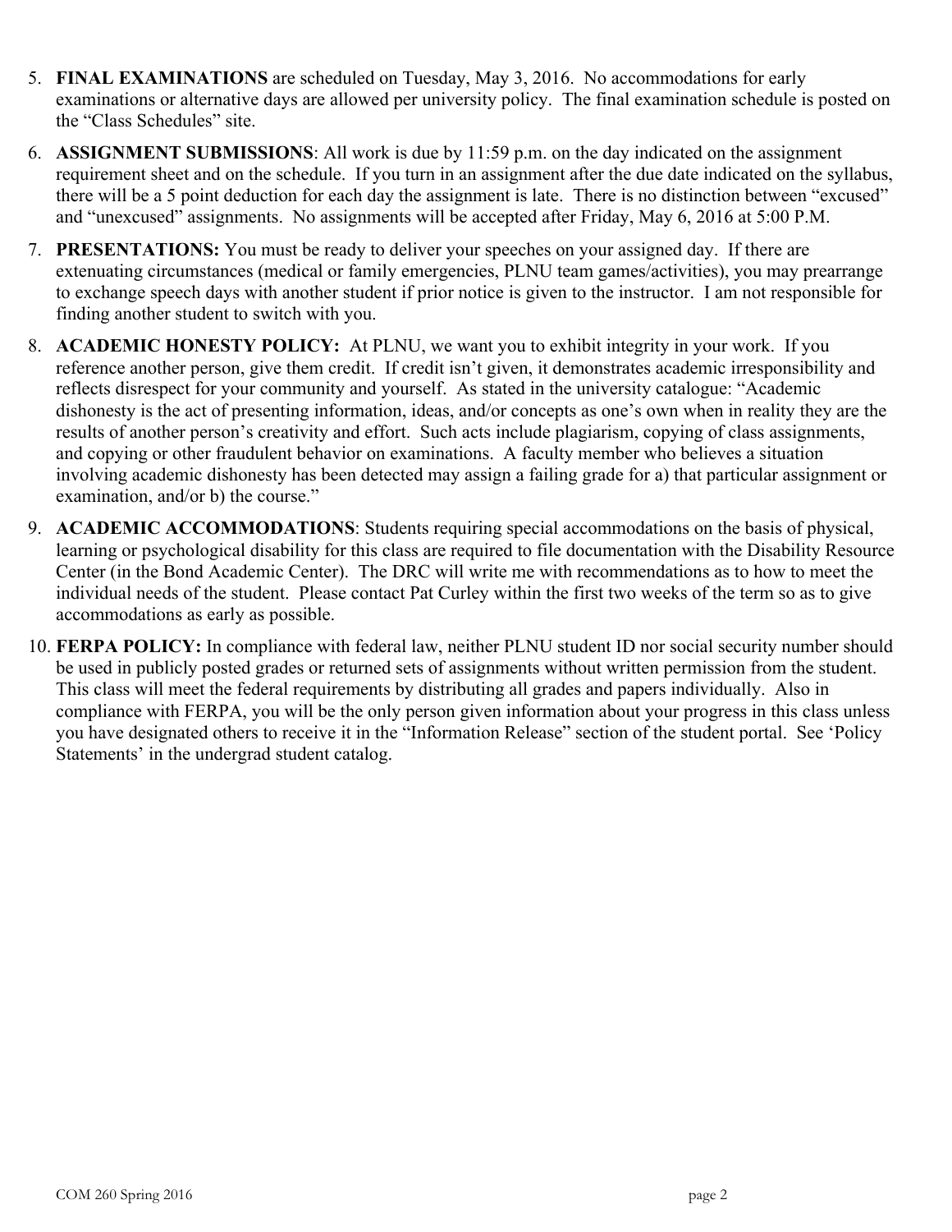5. **FINAL EXAMINATIONS** are scheduled on Tuesday, May 3, 2016. No accommodations for early examinations or alternative days are allowed per university policy. The final examination schedule is posted on the "Class Schedules" site.

6. **ASSIGNMENT SUBMISSIONS**: All work is due by 11:59 p.m. on the day indicated on the assignment requirement sheet and on the schedule. If you turn in an assignment after the due date indicated on the syllabus, there will be a 5 point deduction for each day the assignment is late. There is no distinction between "excused" and "unexcused" assignments. No assignments will be accepted after Friday, May 6, 2016 at 5:00 P.M.

7. **PRESENTATIONS:** You must be ready to deliver your speeches on your assigned day. If there are extenuating circumstances (medical or family emergencies, PLNU team games/activities), you may prearrange to exchange speech days with another student if prior notice is given to the instructor. I am not responsible for finding another student to switch with you.

8. **ACADEMIC HONESTY POLICY:** At PLNU, we want you to exhibit integrity in your work. If you reference another person, give them credit. If credit isn't given, it demonstrates academic irresponsibility and reflects disrespect for your community and yourself. As stated in the university catalogue: "Academic dishonesty is the act of presenting information, ideas, and/or concepts as one's own when in reality they are the results of another person's creativity and effort. Such acts include plagiarism, copying of class assignments, and copying or other fraudulent behavior on examinations. A faculty member who believes a situation involving academic dishonesty has been detected may assign a failing grade for a) that particular assignment or examination, and/or b) the course."

9. **ACADEMIC ACCOMMODATIONS**: Students requiring special accommodations on the basis of physical, learning or psychological disability for this class are required to file documentation with the Disability Resource Center (in the Bond Academic Center). The DRC will write me with recommendations as to how to meet the individual needs of the student. Please contact Pat Curley within the first two weeks of the term so as to give accommodations as early as possible.

10. **FERPA POLICY:** In compliance with federal law, neither PLNU student ID nor social security number should be used in publicly posted grades or returned sets of assignments without written permission from the student. This class will meet the federal requirements by distributing all grades and papers individually. Also in compliance with FERPA, you will be the only person given information about your progress in this class unless you have designated others to receive it in the "Information Release" section of the student portal. See 'Policy Statements' in the undergrad student catalog.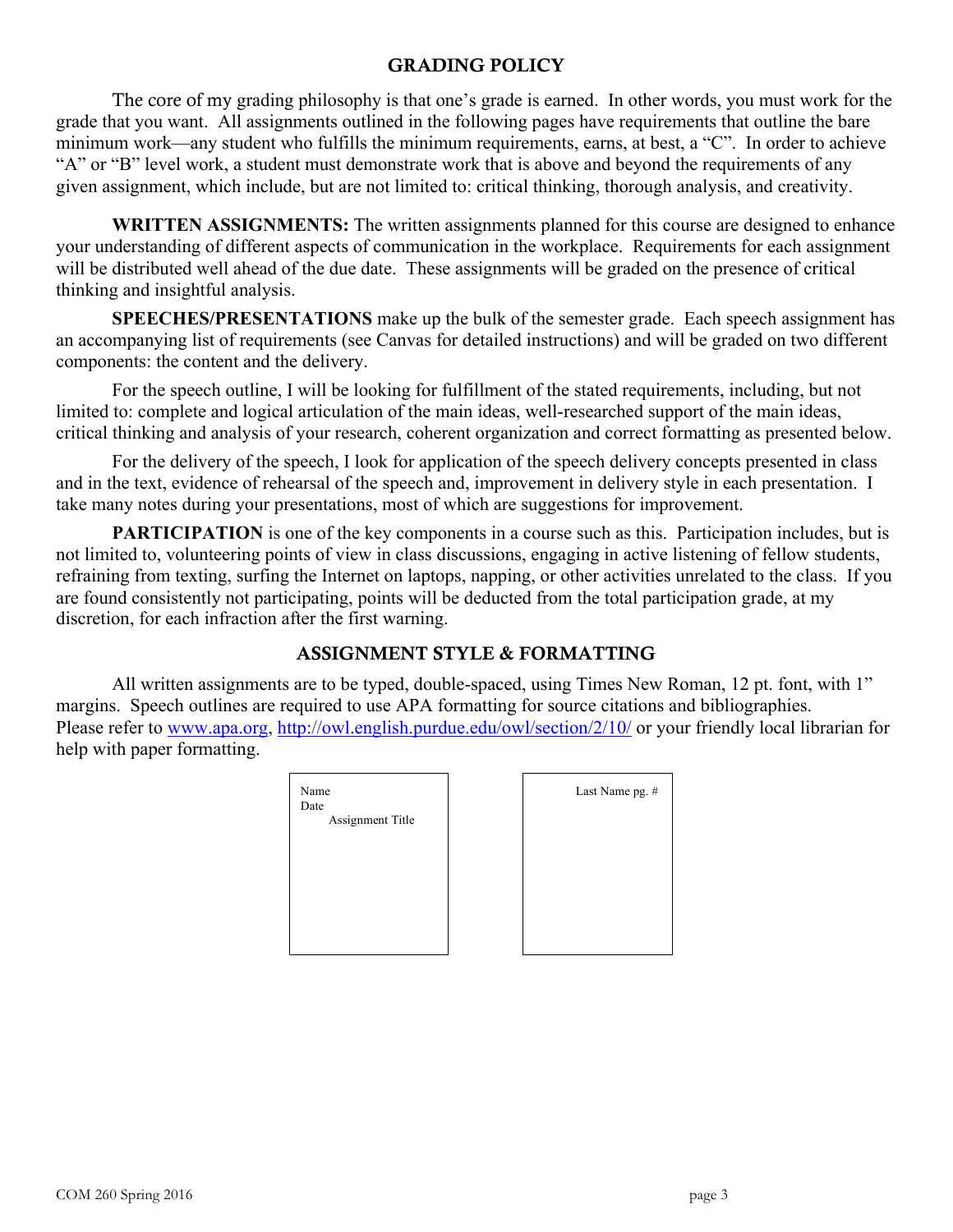## GRADING POLICY

The core of my grading philosophy is that one's grade is earned. In other words, you must work for the grade that you want. All assignments outlined in the following pages have requirements that outline the bare minimum work—any student who fulfills the minimum requirements, earns, at best, a "C". In order to achieve "A" or "B" level work, a student must demonstrate work that is above and beyond the requirements of any given assignment, which include, but are not limited to: critical thinking, thorough analysis, and creativity.

**WRITTEN ASSIGNMENTS:** The written assignments planned for this course are designed to enhance your understanding of different aspects of communication in the workplace. Requirements for each assignment will be distributed well ahead of the due date. These assignments will be graded on the presence of critical thinking and insightful analysis.

**SPEECHES/PRESENTATIONS** make up the bulk of the semester grade. Each speech assignment has an accompanying list of requirements (see Canvas for detailed instructions) and will be graded on two different components: the content and the delivery.

For the speech outline, I will be looking for fulfillment of the stated requirements, including, but not limited to: complete and logical articulation of the main ideas, well-researched support of the main ideas, critical thinking and analysis of your research, coherent organization and correct formatting as presented below.

For the delivery of the speech, I look for application of the speech delivery concepts presented in class and in the text, evidence of rehearsal of the speech and, improvement in delivery style in each presentation. I take many notes during your presentations, most of which are suggestions for improvement.

**PARTICIPATION** is one of the key components in a course such as this. Participation includes, but is not limited to, volunteering points of view in class discussions, engaging in active listening of fellow students, refraining from texting, surfing the Internet on laptops, napping, or other activities unrelated to the class. If you are found consistently not participating, points will be deducted from the total participation grade, at my discretion, for each infraction after the first warning.

## ASSIGNMENT STYLE & FORMATTING

All written assignments are to be typed, double-spaced, using Times New Roman, 12 pt. font, with 1" margins. Speech outlines are required to use APA formatting for source citations and bibliographies. Please refer to www.apa.org, http://owl.english.purdue.edu/owl/section/2/10/ or your friendly local librarian for help with paper formatting.

```
Name
Date
     Assignment Title
```

```
                Last Name pg. #
```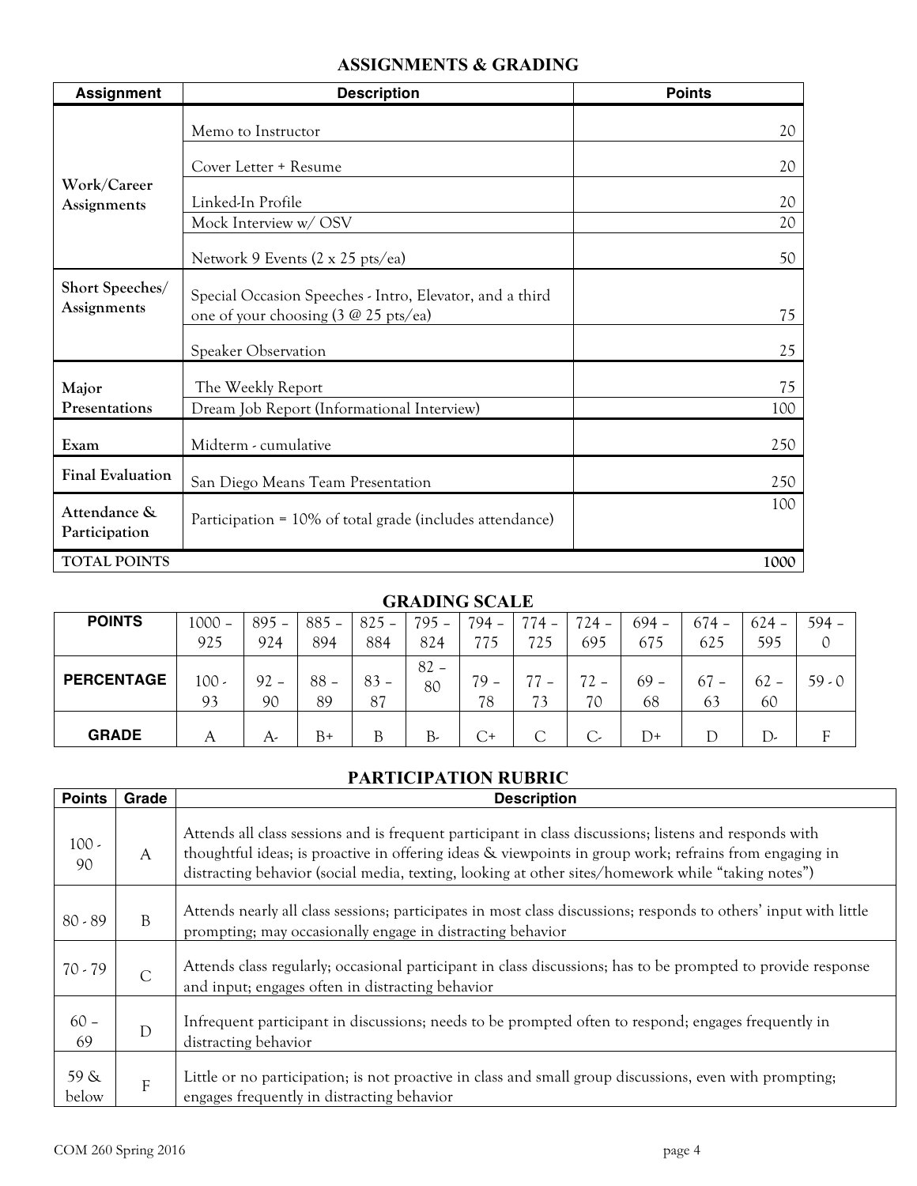## ASSIGNMENTS & GRADING

| Assignment | Description | Points |
|---|---|---|
| Work/Career Assignments | Memo to Instructor | 20 |
| | Cover Letter + Resume | 20 |
| | Linked-In Profile | 20 |
| | Mock Interview w/ OSV | 20 |
| | Network 9 Events (2 x 25 pts/ea) | 50 |
| Short Speeches/ Assignments | Special Occasion Speeches - Intro, Elevator, and a third one of your choosing (3 @ 25 pts/ea) | 75 |
| | Speaker Observation | 25 |
| Major Presentations | The Weekly Report | 75 |
| | Dream Job Report (Informational Interview) | 100 |
| Exam | Midterm - cumulative | 250 |
| Final Evaluation | San Diego Means Team Presentation | 250 |
| Attendance & Participation | Participation = 10% of total grade (includes attendance) | 100 |
| **TOTAL POINTS** | | **1000** |

## GRADING SCALE

| POINTS | 1000 – 925 | 895 – 924 | 885 – 894 | 825 – 884 | 795 – 824 | 794 – 775 | 774 – 725 | 724 – 695 | 694 – 675 | 674 – 625 | 624 – 595 | 594 – 0 |
|---|---|---|---|---|---|---|---|---|---|---|---|---|
| **PERCENTAGE** | 100 - 93 | 92 – 90 | 88 – 89 | 83 – 87 | 82 – 80 | 79 – 78 | 77 – 73 | 72 – 70 | 69 – 68 | 67 – 63 | 62 – 60 | 59 - 0 |
| **GRADE** | A | A- | B+ | B | B- | C+ | C | C- | D+ | D | D- | F |

## PARTICIPATION RUBRIC

| Points | Grade | Description |
|---|---|---|
| 100 - 90 | A | Attends all class sessions and is frequent participant in class discussions; listens and responds with thoughtful ideas; is proactive in offering ideas & viewpoints in group work; refrains from engaging in distracting behavior (social media, texting, looking at other sites/homework while "taking notes") |
| 80 - 89 | B | Attends nearly all class sessions; participates in most class discussions; responds to others' input with little prompting; may occasionally engage in distracting behavior |
| 70 - 79 | C | Attends class regularly; occasional participant in class discussions; has to be prompted to provide response and input; engages often in distracting behavior |
| 60 – 69 | D | Infrequent participant in discussions; needs to be prompted often to respond; engages frequently in distracting behavior |
| 59 & below | F | Little or no participation; is not proactive in class and small group discussions, even with prompting; engages frequently in distracting behavior |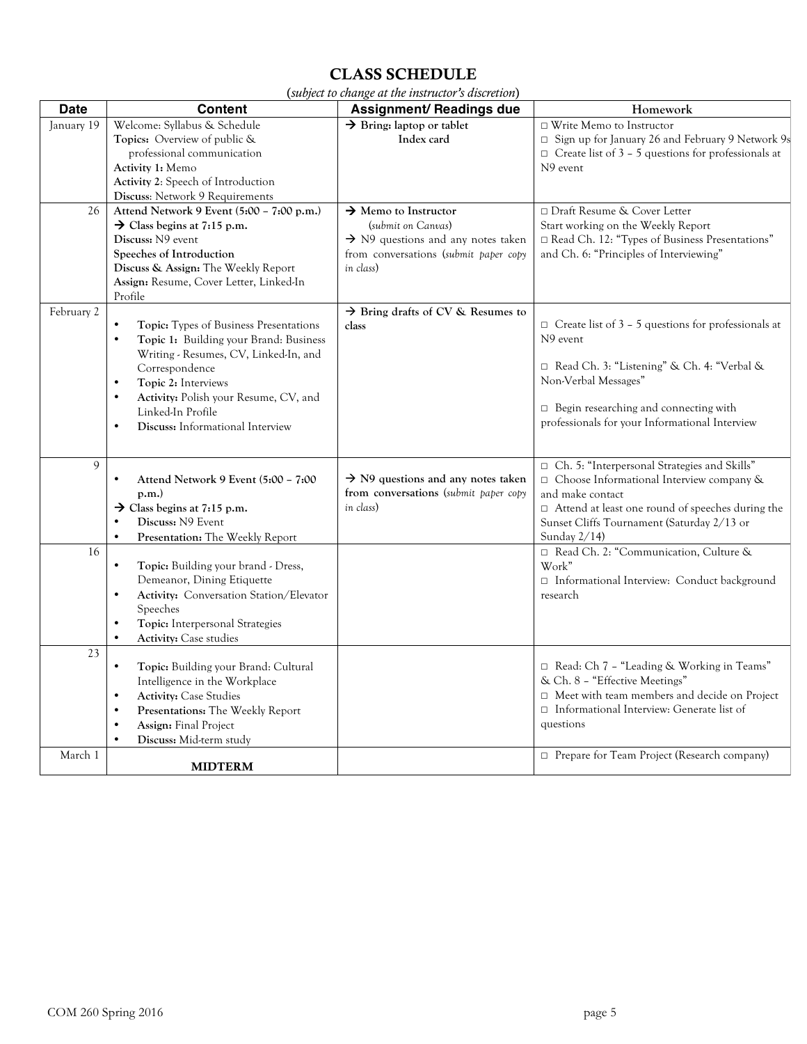## CLASS SCHEDULE

(*subject to change at the instructor's discretion*)

| Date | Content | Assignment/ Readings due | Homework |
|---|---|---|---|
| January 19 | Welcome: Syllabus & Schedule<br>**Topics:** Overview of public & professional communication<br>**Activity 1:** Memo<br>**Activity 2**: Speech of Introduction<br>**Discuss**: Network 9 Requirements | → **Bring: laptop or tablet**<br>**Index card** | □ Write Memo to Instructor<br>□ Sign up for January 26 and February 9 Network 9s<br>□ Create list of 3 – 5 questions for professionals at N9 event |
| 26 | **Attend Network 9 Event (5:00 – 7:00 p.m.)**<br>→ **Class begins at 7:15 p.m.**<br>**Discuss:** N9 event<br>**Speeches of Introduction**<br>**Discuss & Assign:** The Weekly Report<br>**Assign:** Resume, Cover Letter, Linked-In Profile | → **Memo to Instructor** (*submit on Canvas*)<br>→ N9 questions and any notes taken from conversations (*submit paper copy in class*) | □ Draft Resume & Cover Letter<br>Start working on the Weekly Report<br>□ Read Ch. 12: "Types of Business Presentations" and Ch. 6: "Principles of Interviewing" |
| February 2 | • **Topic:** Types of Business Presentations<br>• **Topic 1:** Building your Brand: Business Writing - Resumes, CV, Linked-In, and Correspondence<br>• **Topic 2:** Interviews<br>• **Activity:** Polish your Resume, CV, and Linked-In Profile<br>• **Discuss:** Informational Interview | → **Bring drafts of CV & Resumes to class** | □ Create list of 3 – 5 questions for professionals at N9 event<br>□ Read Ch. 3: "Listening" & Ch. 4: "Verbal & Non-Verbal Messages"<br>□ Begin researching and connecting with professionals for your Informational Interview |
| 9 | • **Attend Network 9 Event (5:00 – 7:00 p.m.)**<br>→ **Class begins at 7:15 p.m.**<br>• **Discuss:** N9 Event<br>• **Presentation:** The Weekly Report | → **N9 questions and any notes taken from conversations** (*submit paper copy in class*) | □ Ch. 5: "Interpersonal Strategies and Skills"<br>□ Choose Informational Interview company & and make contact<br>□ Attend at least one round of speeches during the Sunset Cliffs Tournament (Saturday 2/13 or Sunday 2/14) |
| 16 | • **Topic:** Building your brand - Dress, Demeanor, Dining Etiquette<br>• **Activity:** Conversation Station/Elevator Speeches<br>• **Topic:** Interpersonal Strategies<br>• **Activity:** Case studies | | □ Read Ch. 2: "Communication, Culture & Work"<br>□ Informational Interview: Conduct background research |
| 23 | • **Topic:** Building your Brand: Cultural Intelligence in the Workplace<br>• **Activity:** Case Studies<br>• **Presentations:** The Weekly Report<br>• **Assign:** Final Project<br>• **Discuss:** Mid-term study | | □ Read: Ch 7 – "Leading & Working in Teams" & Ch. 8 – "Effective Meetings"<br>□ Meet with team members and decide on Project<br>□ Informational Interview: Generate list of questions |
| March 1 | **MIDTERM** | | □ Prepare for Team Project (Research company) |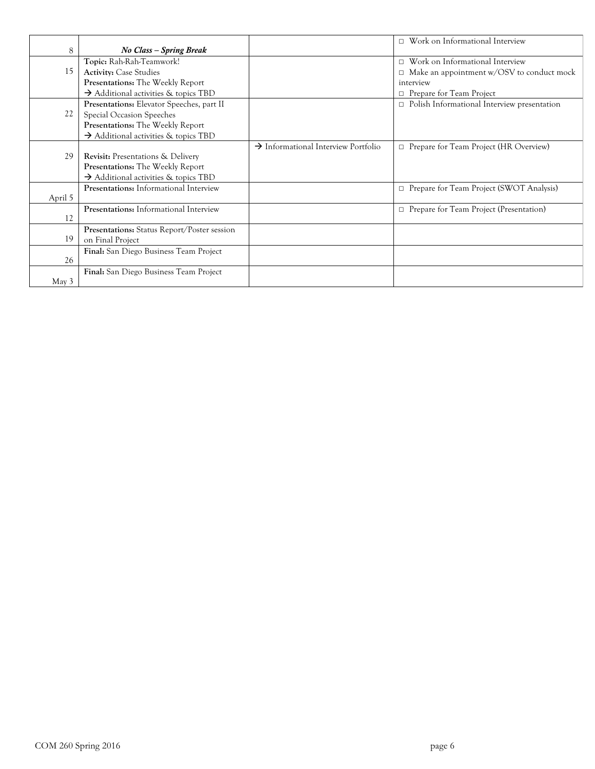| | | | |
|---|---|---|---|
| 8 | ***No Class – Spring Break*** | | □ Work on Informational Interview |
| 15 | **Topic:** Rah-Rah-Teamwork!<br>**Activity:** Case Studies<br>**Presentations:** The Weekly Report<br>→ Additional activities & topics TBD | | □ Work on Informational Interview<br>□ Make an appointment w/OSV to conduct mock interview<br>□ Prepare for Team Project |
| 22 | **Presentations:** Elevator Speeches, part II<br>Special Occasion Speeches<br>**Presentations:** The Weekly Report<br>→ Additional activities & topics TBD | | □ Polish Informational Interview presentation |
| 29 | **Revisit:** Presentations & Delivery<br>**Presentations:** The Weekly Report<br>→ Additional activities & topics TBD | → Informational Interview Portfolio | □ Prepare for Team Project (HR Overview) |
| April 5 | **Presentations:** Informational Interview | | □ Prepare for Team Project (SWOT Analysis) |
| 12 | **Presentations:** Informational Interview | | □ Prepare for Team Project (Presentation) |
| 19 | **Presentations:** Status Report/Poster session on Final Project | | |
| 26 | **Final:** San Diego Business Team Project | | |
| May 3 | **Final:** San Diego Business Team Project | | |